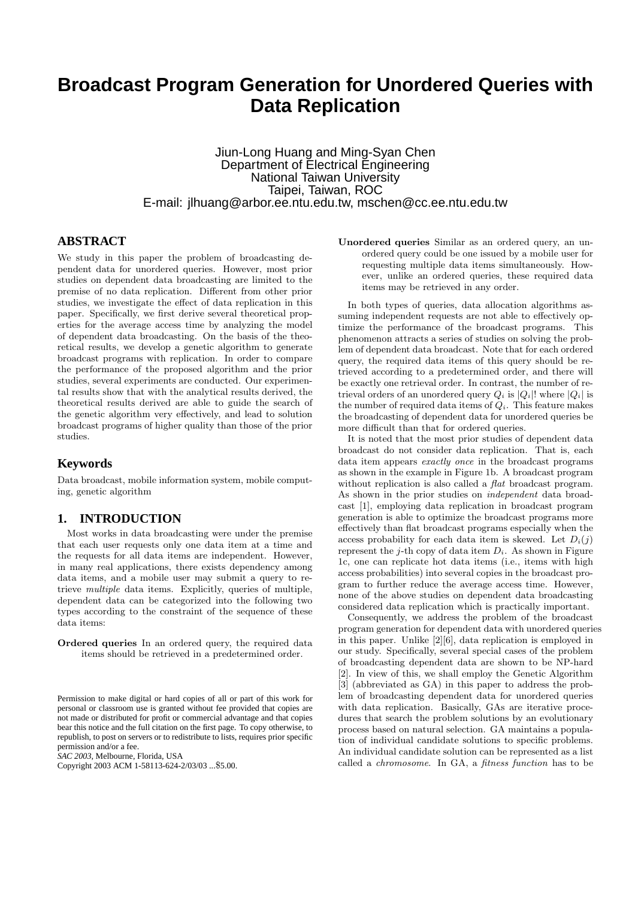# Broadcast Program Generation for Unordered Queries with Data Replication

Jiun-Long Huang and Ming-Syan Chen
Department of Electrical Engineering
National Taiwan University
Taipei, Taiwan, ROC
E-mail: jlhuang@arbor.ee.ntu.edu.tw, mschen@cc.ee.ntu.edu.tw

## ABSTRACT

We study in this paper the problem of broadcasting dependent data for unordered queries. However, most prior studies on dependent data broadcasting are limited to the premise of no data replication. Different from other prior studies, we investigate the effect of data replication in this paper. Specifically, we first derive several theoretical properties for the average access time by analyzing the model of dependent data broadcasting. On the basis of the theoretical results, we develop a genetic algorithm to generate broadcast programs with replication. In order to compare the performance of the proposed algorithm and the prior studies, several experiments are conducted. Our experimental results show that with the analytical results derived, the theoretical results derived are able to guide the search of the genetic algorithm very effectively, and lead to solution broadcast programs of higher quality than those of the prior studies.

## Keywords

Data broadcast, mobile information system, mobile computing, genetic algorithm

## 1. INTRODUCTION

Most works in data broadcasting were under the premise that each user requests only one data item at a time and the requests for all data items are independent. However, in many real applications, there exists dependency among data items, and a mobile user may submit a query to retrieve *multiple* data items. Explicitly, queries of multiple, dependent data can be categorized into the following two types according to the constraint of the sequence of these data items:

**Ordered queries** In an ordered query, the required data items should be retrieved in a predetermined order.

**Unordered queries** Similar as an ordered query, an unordered query could be one issued by a mobile user for requesting multiple data items simultaneously. However, unlike an ordered queries, these required data items may be retrieved in any order.

In both types of queries, data allocation algorithms assuming independent requests are not able to effectively optimize the performance of the broadcast programs. This phenomenon attracts a series of studies on solving the problem of dependent data broadcast. Note that for each ordered query, the required data items of this query should be retrieved according to a predetermined order, and there will be exactly one retrieval order. In contrast, the number of retrieval orders of an unordered query $Q_i$ is $|Q_i|!$ where $|Q_i|$ is the number of required data items of $Q_i$. This feature makes the broadcasting of dependent data for unordered queries be more difficult than that for ordered queries.

It is noted that the most prior studies of dependent data broadcast do not consider data replication. That is, each data item appears *exactly once* in the broadcast programs as shown in the example in Figure 1b. A broadcast program without replication is also called a *flat* broadcast program. As shown in the prior studies on *independent* data broadcast [1], employing data replication in broadcast program generation is able to optimize the broadcast programs more effectively than flat broadcast programs especially when the access probability for each data item is skewed. Let $D_i(j)$ represent the $j$-th copy of data item $D_i$. As shown in Figure 1c, one can replicate hot data items (i.e., items with high access probabilities) into several copies in the broadcast program to further reduce the average access time. However, none of the above studies on dependent data broadcasting considered data replication which is practically important.

Consequently, we address the problem of the broadcast program generation for dependent data with unordered queries in this paper. Unlike [2][6], data replication is employed in our study. Specifically, several special cases of the problem of broadcasting dependent data are shown to be NP-hard [2]. In view of this, we shall employ the Genetic Algorithm [3] (abbreviated as GA) in this paper to address the problem of broadcasting dependent data for unordered queries with data replication. Basically, GAs are iterative procedures that search the problem solutions by an evolutionary process based on natural selection. GA maintains a population of individual candidate solutions to specific problems. An individual candidate solution can be represented as a list called a *chromosome*. In GA, a *fitness function* has to be

Permission to make digital or hard copies of all or part of this work for personal or classroom use is granted without fee provided that copies are not made or distributed for profit or commercial advantage and that copies bear this notice and the full citation on the first page. To copy otherwise, to republish, to post on servers or to redistribute to lists, requires prior specific permission and/or a fee.
*SAC 2003*, Melbourne, Florida, USA
Copyright 2003 ACM 1-58113-624-2/03/03 ...$5.00.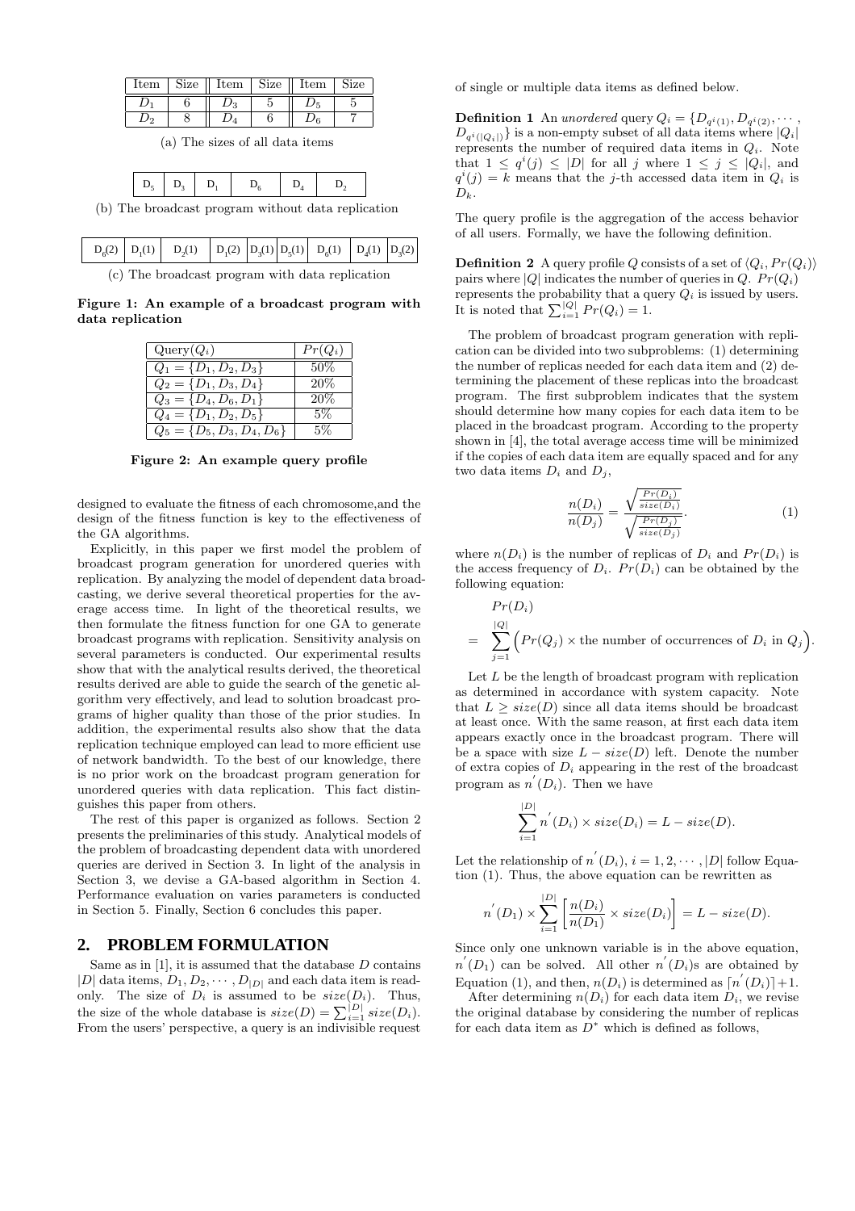| Item | Size | Item | Size | Item | Size |
|---|---|---|---|---|---|
| $D_1$ | 6 | $D_3$ | 5 | $D_5$ | 5 |
| $D_2$ | 8 | $D_4$ | 6 | $D_6$ | 7 |

(a) The sizes of all data items

| $D_5$ | $D_3$ | $D_1$ | $D_6$ | $D_4$ | $D_2$ |
|---|---|---|---|---|---|

(b) The broadcast program without data replication

| $D_6(2)$ | $D_1(1)$ | $D_2(1)$ | $D_1(2)$ | $D_3(1)$ | $D_5(1)$ | $D_6(1)$ | $D_4(1)$ | $D_3(2)$ |
|---|---|---|---|---|---|---|---|---|

(c) The broadcast program with data replication

**Figure 1: An example of a broadcast program with data replication**

| Query($Q_i$) | $Pr(Q_i)$ |
|---|---|
| $Q_1 = \{D_1, D_2, D_3\}$ | 50% |
| $Q_2 = \{D_1, D_3, D_4\}$ | 20% |
| $Q_3 = \{D_4, D_6, D_1\}$ | 20% |
| $Q_4 = \{D_1, D_2, D_5\}$ | 5% |
| $Q_5 = \{D_5, D_3, D_4, D_6\}$ | 5% |

**Figure 2: An example query profile**

designed to evaluate the fitness of each chromosome,and the design of the fitness function is key to the effectiveness of the GA algorithms.

Explicitly, in this paper we first model the problem of broadcast program generation for unordered queries with replication. By analyzing the model of dependent data broadcasting, we derive several theoretical properties for the average access time. In light of the theoretical results, we then formulate the fitness function for one GA to generate broadcast programs with replication. Sensitivity analysis on several parameters is conducted. Our experimental results show that with the analytical results derived, the theoretical results derived are able to guide the search of the genetic algorithm very effectively, and lead to solution broadcast programs of higher quality than those of the prior studies. In addition, the experimental results also show that the data replication technique employed can lead to more efficient use of network bandwidth. To the best of our knowledge, there is no prior work on the broadcast program generation for unordered queries with data replication. This fact distinguishes this paper from others.

The rest of this paper is organized as follows. Section 2 presents the preliminaries of this study. Analytical models of the problem of broadcasting dependent data with unordered queries are derived in Section 3. In light of the analysis in Section 3, we devise a GA-based algorithm in Section 4. Performance evaluation on varies parameters is conducted in Section 5. Finally, Section 6 concludes this paper.

## 2. PROBLEM FORMULATION

Same as in [1], it is assumed that the database $D$ contains $|D|$ data items, $D_1, D_2, \cdots, D_{|D|}$ and each data item is read-only. The size of $D_i$ is assumed to be $size(D_i)$. Thus, the size of the whole database is $size(D) = \sum_{i=1}^{|D|} size(D_i)$. From the users' perspective, a query is an indivisible request of single or multiple data items as defined below.

**Definition 1** An *unordered* query $Q_i = \{D_{q^i(1)}, D_{q^i(2)}, \cdots, D_{q^i(|Q_i|)}\}$ is a non-empty subset of all data items where $|Q_i|$ represents the number of required data items in $Q_i$. Note that $1 \le q^i(j) \le |D|$ for all $j$ where $1 \le j \le |Q_i|$, and $q^i(j) = k$ means that the $j$-th accessed data item in $Q_i$ is $D_k$.

The query profile is the aggregation of the access behavior of all users. Formally, we have the following definition.

**Definition 2** A query profile $Q$ consists of a set of $\langle Q_i, Pr(Q_i)\rangle$ pairs where $|Q|$ indicates the number of queries in $Q$. $Pr(Q_i)$ represents the probability that a query $Q_i$ is issued by users. It is noted that $\sum_{i=1}^{|Q|} Pr(Q_i) = 1$.

The problem of broadcast program generation with replication can be divided into two subproblems: (1) determining the number of replicas needed for each data item and (2) determining the placement of these replicas into the broadcast program. The first subproblem indicates that the system should determine how many copies for each data item to be placed in the broadcast program. According to the property shown in [4], the total average access time will be minimized if the copies of each data item are equally spaced and for any two data items $D_i$ and $D_j$,

$$\frac{n(D_i)}{n(D_j)} = \frac{\sqrt{\frac{Pr(D_i)}{size(D_i)}}}{\sqrt{\frac{Pr(D_j)}{size(D_j)}}}. \tag{1}$$

where $n(D_i)$ is the number of replicas of $D_i$ and $Pr(D_i)$ is the access frequency of $D_i$. $Pr(D_i)$ can be obtained by the following equation:

$$\begin{aligned} & Pr(D_i) \\ = & \sum_{j=1}^{|Q|} \Big(Pr(Q_j) \times \text{the number of occurrences of } D_i \text{ in } Q_j\Big). \end{aligned}$$

Let $L$ be the length of broadcast program with replication as determined in accordance with system capacity. Note that $L \ge size(D)$ since all data items should be broadcast at least once. With the same reason, at first each data item appears exactly once in the broadcast program. There will be a space with size $L - size(D)$ left. Denote the number of extra copies of $D_i$ appearing in the rest of the broadcast program as $n'(D_i)$. Then we have

$$\sum_{i=1}^{|D|} n'(D_i) \times size(D_i) = L - size(D).$$

Let the relationship of $n'(D_i)$, $i = 1, 2, \cdots, |D|$ follow Equation (1). Thus, the above equation can be rewritten as

$$n'(D_1) \times \sum_{i=1}^{|D|} \left[\frac{n(D_i)}{n(D_1)} \times size(D_i)\right] = L - size(D).$$

Since only one unknown variable is in the above equation, $n'(D_1)$ can be solved. All other $n'(D_i)$s are obtained by Equation (1), and then, $n(D_i)$ is determined as $\lceil n'(D_i)\rceil + 1$.

After determining $n(D_i)$ for each data item $D_i$, we revise the original database by considering the number of replicas for each data item as $D^*$ which is defined as follows,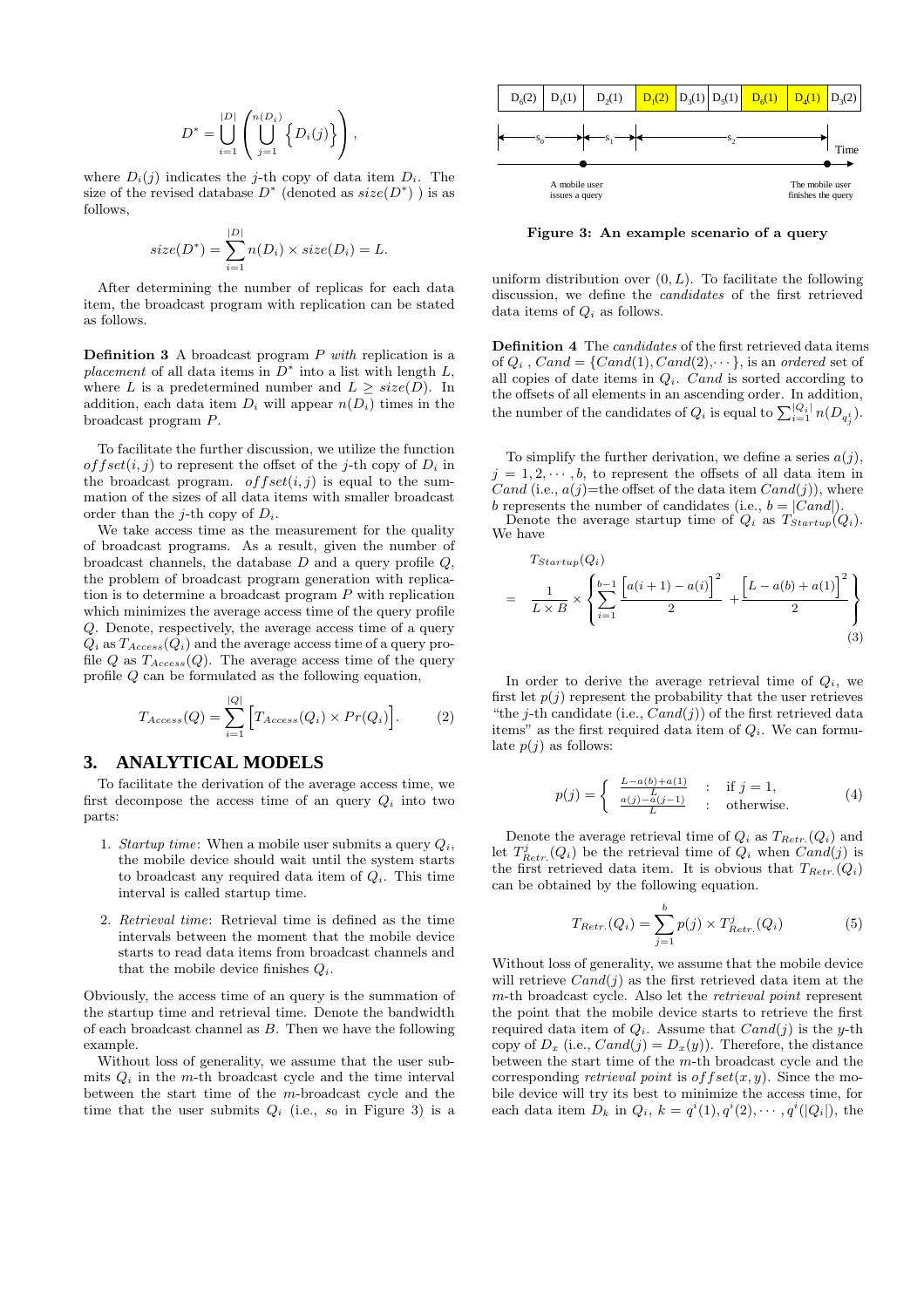$$D^* = \bigcup_{i=1}^{|D|} \left( \bigcup_{j=1}^{n(D_i)} \left\{ D_i(j) \right\} \right),$$

where $D_i(j)$ indicates the $j$-th copy of data item $D_i$. The size of the revised database $D^*$ (denoted as $size(D^*)$ ) is as follows,

$$size(D^*) = \sum_{i=1}^{|D|} n(D_i) \times size(D_i) = L.$$

After determining the number of replicas for each data item, the broadcast program with replication can be stated as follows.

**Definition 3** A broadcast program $P$ *with* replication is a *placement* of all data items in $D^*$ into a list with length $L$, where $L$ is a predetermined number and $L \geq size(D)$. In addition, each data item $D_i$ will appear $n(D_i)$ times in the broadcast program $P$.

To facilitate the further discussion, we utilize the function $offset(i, j)$ to represent the offset of the $j$-th copy of $D_i$ in the broadcast program. $offset(i, j)$ is equal to the summation of the sizes of all data items with smaller broadcast order than the $j$-th copy of $D_i$.

We take access time as the measurement for the quality of broadcast programs. As a result, given the number of broadcast channels, the database $D$ and a query profile $Q$, the problem of broadcast program generation with replication is to determine a broadcast program $P$ with replication which minimizes the average access time of the query profile $Q$. Denote, respectively, the average access time of a query $Q_i$ as $T_{Access}(Q_i)$ and the average access time of a query profile $Q$ as $T_{Access}(Q)$. The average access time of the query profile $Q$ can be formulated as the following equation,

$$T_{Access}(Q) = \sum_{i=1}^{|Q|} \Big[ T_{Access}(Q_i) \times Pr(Q_i) \Big]. \qquad (2)$$

## 3. ANALYTICAL MODELS

To facilitate the derivation of the average access time, we first decompose the access time of an query $Q_i$ into two parts:

1. *Startup time*: When a mobile user submits a query $Q_i$, the mobile device should wait until the system starts to broadcast any required data item of $Q_i$. This time interval is called startup time.
2. *Retrieval time*: Retrieval time is defined as the time intervals between the moment that the mobile device starts to read data items from broadcast channels and that the mobile device finishes $Q_i$.

Obviously, the access time of an query is the summation of the startup time and retrieval time. Denote the bandwidth of each broadcast channel as $B$. Then we have the following example.

Without loss of generality, we assume that the user submits $Q_i$ in the $m$-th broadcast cycle and the time interval between the start time of the $m$-broadcast cycle and the time that the user submits $Q_i$ (i.e., $s_0$ in Figure 3) is a uniform distribution over $(0, L)$. To facilitate the following discussion, we define the *candidates* of the first retrieved data items of $Q_i$ as follows.

| $D_6(2)$ | $D_1(1)$ | $D_2(1)$ | $D_1(2)$ | $D_3(1)$ | $D_5(1)$ | $D_6(1)$ | $D_4(1)$ | $D_3(2)$ |
|---|---|---|---|---|---|---|---|---|

$s_0$ — $s_1$ — $s_2$ — Time

A mobile user issues a query — The mobile user finishes the query

**Figure 3: An example scenario of a query**

**Definition 4** The *candidates* of the first retrieved data items of $Q_i$ , $Cand = \{Cand(1), Cand(2), \cdots\}$, is an *ordered* set of all copies of date items in $Q_i$. $Cand$ is sorted according to the offsets of all elements in an ascending order. In addition, the number of the candidates of $Q_i$ is equal to $\sum_{i=1}^{|Q_i|} n(D_{q^i_j})$.

To simplify the further derivation, we define a series $a(j)$, $j = 1, 2, \cdots, b$, to represent the offsets of all data item in $Cand$ (i.e., $a(j)$=the offset of the data item $Cand(j)$), where $b$ represents the number of candidates (i.e., $b = |Cand|$).

Denote the average startup time of $Q_i$ as $T_{Startup}(Q_i)$. We have

$$\begin{aligned} & T_{Startup}(Q_i) \\ = \ & \frac{1}{L \times B} \times \left\{ \sum_{i=1}^{b-1} \frac{\Big[a(i+1) - a(i)\Big]^2}{2} + \frac{\Big[L - a(b) + a(1)\Big]^2}{2} \right\} \end{aligned} \qquad (3)$$

In order to derive the average retrieval time of $Q_i$, we first let $p(j)$ represent the probability that the user retrieves "the $j$-th candidate (i.e., $Cand(j)$) of the first retrieved data items" as the first required data item of $Q_i$. We can formulate $p(j)$ as follows:

$$p(j) = \begin{cases} \frac{L - a(b) + a(1)}{L} & : \ \text{if } j = 1, \\ \frac{a(j) - a(j-1)}{L} & : \ \text{otherwise.} \end{cases} \qquad (4)$$

Denote the average retrieval time of $Q_i$ as $T_{Retr.}(Q_i)$ and let $T^j_{Retr.}(Q_i)$ be the retrieval time of $Q_i$ when $Cand(j)$ is the first retrieved data item. It is obvious that $T_{Retr.}(Q_i)$ can be obtained by the following equation.

$$T_{Retr.}(Q_i) = \sum_{j=1}^{b} p(j) \times T^j_{Retr.}(Q_i) \qquad (5)$$

Without loss of generality, we assume that the mobile device will retrieve $Cand(j)$ as the first retrieved data item at the $m$-th broadcast cycle. Also let the *retrieval point* represent the point that the mobile device starts to retrieve the first required data item of $Q_i$. Assume that $Cand(j)$ is the $y$-th copy of $D_x$ (i.e., $Cand(j) = D_x(y)$). Therefore, the distance between the start time of the $m$-th broadcast cycle and the corresponding *retrieval point* is $offset(x, y)$. Since the mobile device will try its best to minimize the access time, for each data item $D_k$ in $Q_i$, $k = q^i(1), q^i(2), \cdots, q^i(|Q_i|)$, the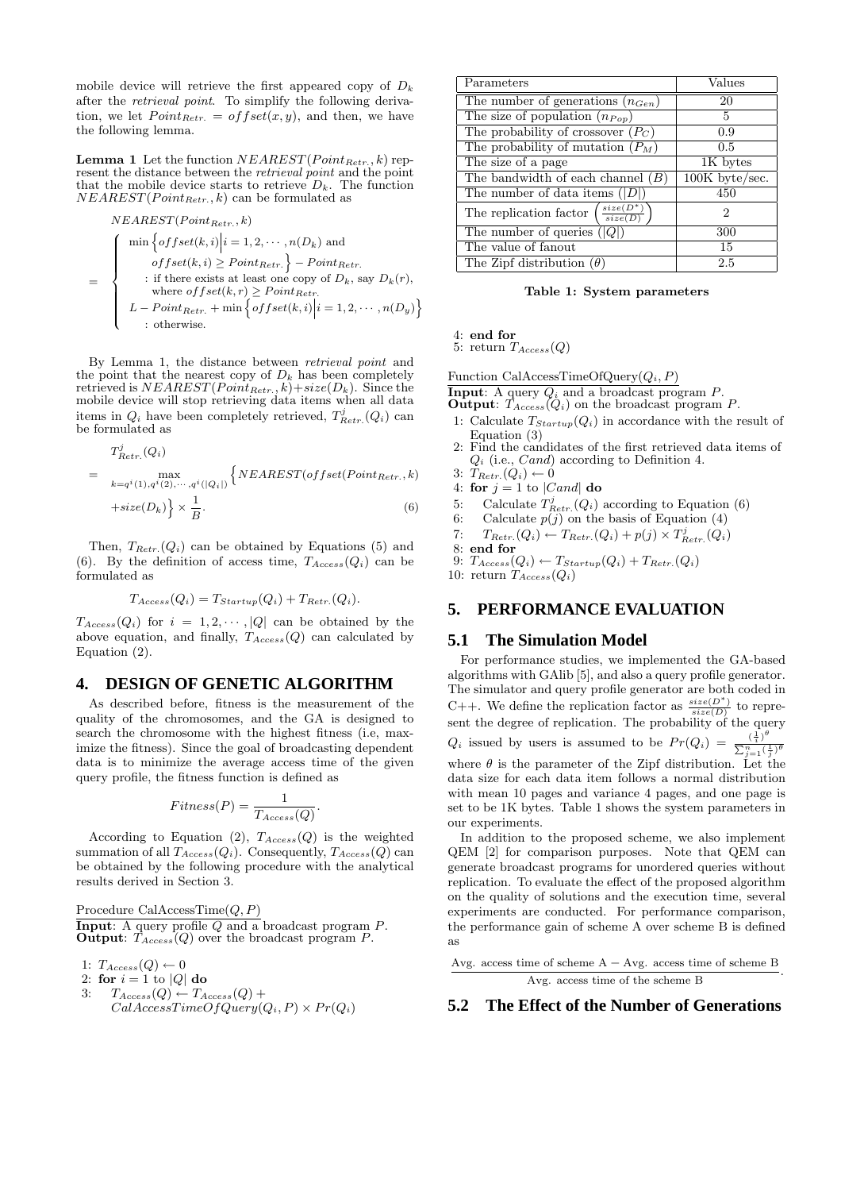mobile device will retrieve the first appeared copy of $D_k$ after the *retrieval point*. To simplify the following derivation, we let $Point_{Retr.} = offset(x, y)$, and then, we have the following lemma.

**Lemma 1** Let the function $NEAREST(Point_{Retr.}, k)$ represent the distance between the *retrieval point* and the point that the mobile device starts to retrieve $D_k$. The function $NEAREST(Point_{Retr.}, k)$ can be formulated as

$$
\begin{aligned}
& NEAREST(Point_{Retr.}, k) \\
= & \begin{cases}
\min\Big\{offset(k,i)\Big| i = 1, 2, \cdots, n(D_k) \text{ and } \\
\quad offset(k,i) \geq Point_{Retr.}\Big\} - Point_{Retr.} \\
\quad : \text{if there exists at least one copy of } D_k \text{, say } D_k(r), \\
\quad\;\; \text{where } offset(k,r) \geq Point_{Retr.} \\
L - Point_{Retr.} + \min\Big\{offset(k,i)\Big| i = 1, 2, \cdots, n(D_y)\Big\} \\
\quad : \text{otherwise.}
\end{cases}
\end{aligned}
$$

By Lemma 1, the distance between *retrieval point* and the point that the nearest copy of $D_k$ has been completely retrieved is $NEAREST(Point_{Retr.}, k) + size(D_k)$. Since the mobile device will stop retrieving data items when all data items in $Q_i$ have been completely retrieved, $T^j_{Retr.}(Q_i)$ can be formulated as

$$
\begin{aligned}
& T^j_{Retr.}(Q_i) \\
= & \max_{k=q^i(1), q^i(2), \cdots, q^i(|Q_i|)} \Big\{NEAREST(offset(Point_{Retr.}, k) \\
& + size(D_k)\Big\} \times \frac{1}{B}. \qquad (6)
\end{aligned}
$$

Then, $T_{Retr.}(Q_i)$ can be obtained by Equations (5) and (6). By the definition of access time, $T_{Access}(Q_i)$ can be formulated as

$$T_{Access}(Q_i) = T_{Startup}(Q_i) + T_{Retr.}(Q_i).$$

$T_{Access}(Q_i)$ for $i = 1, 2, \cdots, |Q|$ can be obtained by the above equation, and finally, $T_{Access}(Q)$ can calculated by Equation (2).

## 4. DESIGN OF GENETIC ALGORITHM

As described before, fitness is the measurement of the quality of the chromosomes, and the GA is designed to search the chromosome with the highest fitness (i.e, maximize the fitness). Since the goal of broadcasting dependent data is to minimize the average access time of the given query profile, the fitness function is defined as

$$Fitness(P) = \frac{1}{T_{Access}(Q)}.$$

According to Equation (2), $T_{Access}(Q)$ is the weighted summation of all $T_{Access}(Q_i)$. Consequently, $T_{Access}(Q)$ can be obtained by the following procedure with the analytical results derived in Section 3.

Procedure CalAccessTime($Q, P$)

**Input**: A query profile $Q$ and a broadcast program $P$.
**Output**: $T_{Access}(Q)$ over the broadcast program $P$.

1: $T_{Access}(Q) \leftarrow 0$
2: **for** $i = 1$ to $|Q|$ **do**
3: $\quad T_{Access}(Q) \leftarrow T_{Access}(Q) + CalAccessTimeOfQuery(Q_i, P) \times Pr(Q_i)$
4: **end for**
5: return $T_{Access}(Q)$

Function CalAccessTimeOfQuery($Q_i, P$)

**Input**: A query $Q_i$ and a broadcast program $P$.
**Output**: $T_{Access}(Q_i)$ on the broadcast program $P$.

1: Calculate $T_{Startup}(Q_i)$ in accordance with the result of Equation (3)
2: Find the candidates of the first retrieved data items of $Q_i$ (i.e., $Cand$) according to Definition 4.
3: $T_{Retr.}(Q_i) \leftarrow 0$
4: **for** $j = 1$ to $|Cand|$ **do**
5: $\quad$ Calculate $T^j_{Retr.}(Q_i)$ according to Equation (6)
6: $\quad$ Calculate $p(j)$ on the basis of Equation (4)
7: $\quad T_{Retr.}(Q_i) \leftarrow T_{Retr.}(Q_i) + p(j) \times T^j_{Retr.}(Q_i)$
8: **end for**
9: $T_{Access}(Q_i) \leftarrow T_{Startup}(Q_i) + T_{Retr.}(Q_i)$
10: return $T_{Access}(Q_i)$

| Parameters | Values |
|---|---|
| The number of generations ($n_{Gen}$) | 20 |
| The size of population ($n_{Pop}$) | 5 |
| The probability of crossover ($P_C$) | 0.9 |
| The probability of mutation ($P_M$) | 0.5 |
| The size of a page | 1K bytes |
| The bandwidth of each channel ($B$) | 100K byte/sec. |
| The number of data items ($\|D\|$) | 450 |
| The replication factor $\left(\frac{size(D^*)}{size(D)}\right)$ | 2 |
| The number of queries ($\|Q\|$) | 300 |
| The value of fanout | 15 |
| The Zipf distribution ($\theta$) | 2.5 |

**Table 1: System parameters**

## 5. PERFORMANCE EVALUATION

### 5.1 The Simulation Model

For performance studies, we implemented the GA-based algorithms with GAlib [5], and also a query profile generator. The simulator and query profile generator are both coded in C++. We define the replication factor as $\frac{size(D^*)}{size(D)}$ to represent the degree of replication. The probability of the query $Q_i$ issued by users is assumed to be $Pr(Q_i) = \frac{(\frac{1}{i})^\theta}{\sum_{j=1}^{n}(\frac{1}{j})^\theta}$ where $\theta$ is the parameter of the Zipf distribution. Let the data size for each data item follows a normal distribution with mean 10 pages and variance 4 pages, and one page is set to be 1K bytes. Table 1 shows the system parameters in our experiments.

In addition to the proposed scheme, we also implement QEM [2] for comparison purposes. Note that QEM can generate broadcast programs for unordered queries without replication. To evaluate the effect of the proposed algorithm on the quality of solutions and the execution time, several experiments are conducted. For performance comparison, the performance gain of scheme A over scheme B is defined as

$$\frac{\text{Avg. access time of scheme A} - \text{Avg. access time of scheme B}}{\text{Avg. access time of the scheme B}}.$$

### 5.2 The Effect of the Number of Generations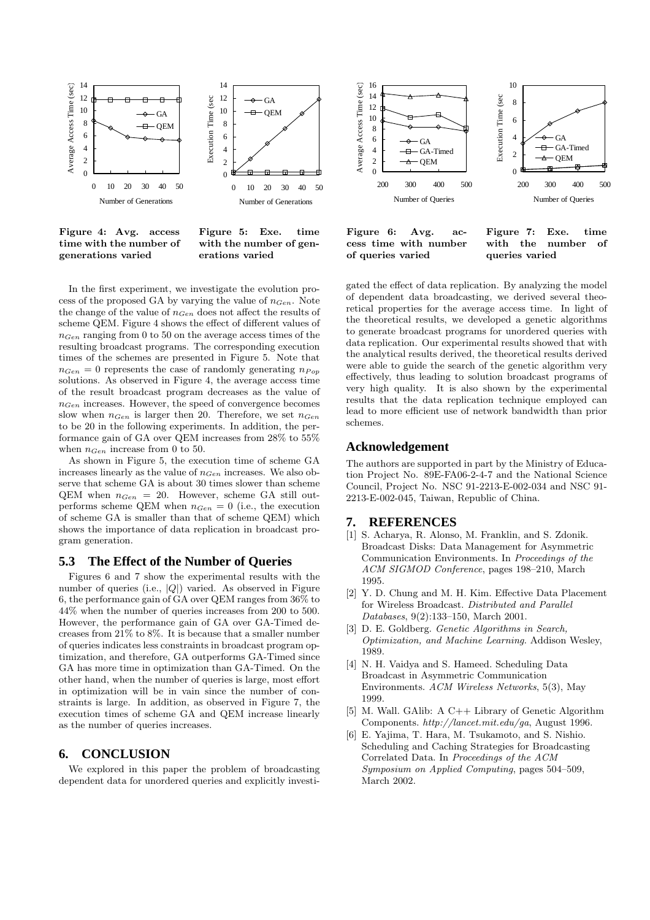14
12
10
8
6
4
2
0

Average Access Time (sec)

0 10 20 30 40 50

Number of Generations

GA
QEM

**Figure 4: Avg. access time with the number of generations varied**

14
12
10
8
6
4
2
0

Execution Time (sec

0 10 20 30 40 50

Number of Generations

GA
QEM

**Figure 5: Exe. time with the number of generations varied**

16
14
12
10
8
6
4
2
0

Average Access Time (sec)

200 300 400 500

Number of Queries

GA
GA-Timed
QEM

**Figure 6: Avg. access time with number of queries varied**

10
8
6
4
2
0

Execution Time (sec

200 300 400 500

Number of Queries

GA
GA-Timed
QEM

**Figure 7: Exe. time with the number of queries varied**

In the first experiment, we investigate the evolution process of the proposed GA by varying the value of $n_{Gen}$. Note the change of the value of $n_{Gen}$ does not affect the results of scheme QEM. Figure 4 shows the effect of different values of $n_{Gen}$ ranging from 0 to 50 on the average access times of the resulting broadcast programs. The corresponding execution times of the schemes are presented in Figure 5. Note that $n_{Gen} = 0$ represents the case of randomly generating $n_{Pop}$ solutions. As observed in Figure 4, the average access time of the result broadcast program decreases as the value of $n_{Gen}$ increases. However, the speed of convergence becomes slow when $n_{Gen}$ is larger then 20. Therefore, we set $n_{Gen}$ to be 20 in the following experiments. In addition, the performance gain of GA over QEM increases from 28% to 55% when $n_{Gen}$ increase from 0 to 50.

As shown in Figure 5, the execution time of scheme GA increases linearly as the value of $n_{Gen}$ increases. We also observe that scheme GA is about 30 times slower than scheme QEM when $n_{Gen} = 20$. However, scheme GA still outperforms scheme QEM when $n_{Gen} = 0$ (i.e., the execution of scheme GA is smaller than that of scheme QEM) which shows the importance of data replication in broadcast program generation.

### 5.3 The Effect of the Number of Queries

Figures 6 and 7 show the experimental results with the number of queries (i.e., $|Q|$) varied. As observed in Figure 6, the performance gain of GA over QEM ranges from 36% to 44% when the number of queries increases from 200 to 500. However, the performance gain of GA over GA-Timed decreases from 21% to 8%. It is because that a smaller number of queries indicates less constraints in broadcast program optimization, and therefore, GA outperforms GA-Timed since GA has more time in optimization than GA-Timed. On the other hand, when the number of queries is large, most effort in optimization will be in vain since the number of constraints is large. In addition, as observed in Figure 7, the execution times of scheme GA and QEM increase linearly as the number of queries increases.

## 6. CONCLUSION

We explored in this paper the problem of broadcasting dependent data for unordered queries and explicitly investigated the effect of data replication. By analyzing the model of dependent data broadcasting, we derived several theoretical properties for the average access time. In light of the theoretical results, we developed a genetic algorithms to generate broadcast programs for unordered queries with data replication. Our experimental results showed that with the analytical results derived, the theoretical results derived were able to guide the search of the genetic algorithm very effectively, thus leading to solution broadcast programs of very high quality. It is also shown by the experimental results that the data replication technique employed can lead to more efficient use of network bandwidth than prior schemes.

## Acknowledgement

The authors are supported in part by the Ministry of Education Project No. 89E-FA06-2-4-7 and the National Science Council, Project No. NSC 91-2213-E-002-034 and NSC 91-2213-E-002-045, Taiwan, Republic of China.

## 7. REFERENCES

[1] S. Acharya, R. Alonso, M. Franklin, and S. Zdonik. Broadcast Disks: Data Management for Asymmetric Communication Environments. In *Proceedings of the ACM SIGMOD Conference*, pages 198–210, March 1995.

[2] Y. D. Chung and M. H. Kim. Effective Data Placement for Wireless Broadcast. *Distributed and Parallel Databases*, 9(2):133–150, March 2001.

[3] D. E. Goldberg. *Genetic Algorithms in Search, Optimization, and Machine Learning*. Addison Wesley, 1989.

[4] N. H. Vaidya and S. Hameed. Scheduling Data Broadcast in Asymmetric Communication Environments. *ACM Wireless Networks*, 5(3), May 1999.

[5] M. Wall. GAlib: A C++ Library of Genetic Algorithm Components. *http://lancet.mit.edu/ga*, August 1996.

[6] E. Yajima, T. Hara, M. Tsukamoto, and S. Nishio. Scheduling and Caching Strategies for Broadcasting Correlated Data. In *Proceedings of the ACM Symposium on Applied Computing*, pages 504–509, March 2002.